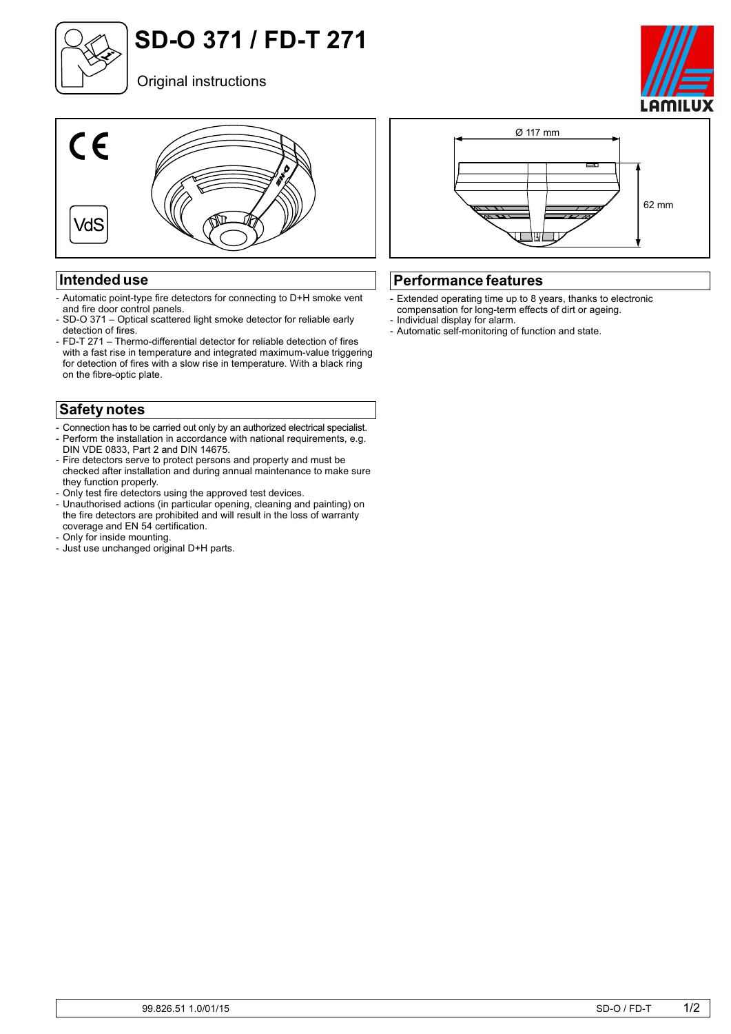# SD-O 371 / FD-T 271

Original instructions

Ø 117 mm

62 mm

## Intended use

- Automatic point-type fire detectors for connecting to D+H smoke vent and fire door control panels.
- SD-O 371 – Optical scattered light smoke detector for reliable early detection of fires.
- FD-T 271 – Thermo-differential detector for reliable detection of fires with a fast rise in temperature and integrated maximum-value triggering for detection of fires with a slow rise in temperature. With a black ring on the fibre-optic plate.

## Safety notes

- Connection has to be carried out only by an authorized electrical specialist.
- Perform the installation in accordance with national requirements, e.g. DIN VDE 0833, Part 2 and DIN 14675.
- Fire detectors serve to protect persons and property and must be checked after installation and during annual maintenance to make sure they function properly.
- Only test fire detectors using the approved test devices.
- Unauthorised actions (in particular opening, cleaning and painting) on the fire detectors are prohibited and will result in the loss of warranty coverage and EN 54 certification.
- Only for inside mounting.
- Just use unchanged original D+H parts.

## Performance features

- Extended operating time up to 8 years, thanks to electronic compensation for long-term effects of dirt or ageing.
- Individual display for alarm.
- Automatic self-monitoring of function and state.

99.826.51 1.0/01/15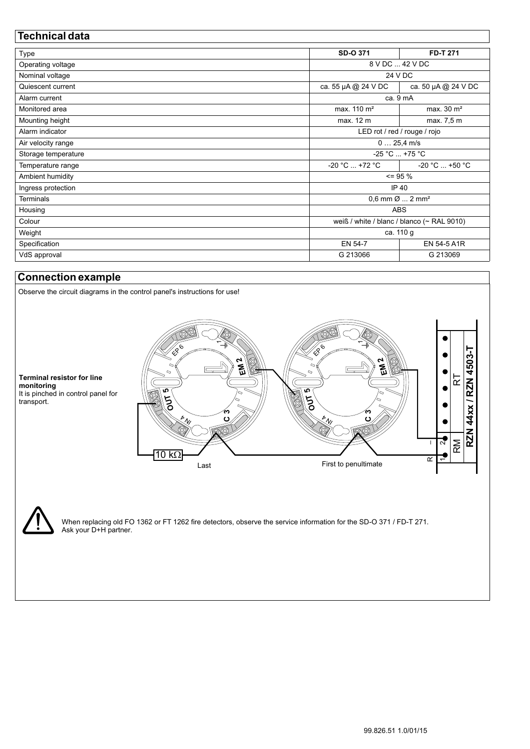## Technical data

| Type | SD-O 371 | FD-T 271 |
|---|---|---|
| Operating voltage | 8 V DC ... 42 V DC | |
| Nominal voltage | 24 V DC | |
| Quiescent current | ca. 55 µA @ 24 V DC | ca. 50 µA @ 24 V DC |
| Alarm current | ca. 9 mA | |
| Monitored area | max. 110 m² | max. 30 m² |
| Mounting height | max. 12 m | max. 7,5 m |
| Alarm indicator | LED rot / red / rouge / rojo | |
| Air velocity range | 0 … 25,4 m/s | |
| Storage temperature | -25 °C ... +75 °C | |
| Temperature range | -20 °C ... +72 °C | -20 °C ... +50 °C |
| Ambient humidity | <= 95 % | |
| Ingress protection | IP 40 | |
| Terminals | 0,6 mm Ø ... 2 mm² | |
| Housing | ABS | |
| Colour | weiß / white / blanc / blanco (~ RAL 9010) | |
| Weight | ca. 110 g | |
| Specification | EN 54-7 | EN 54-5 A1R |
| VdS approval | G 213066 | G 213069 |

## Connection example

Observe the circuit diagrams in the control panel's instructions for use!

**Terminal resistor for line monitoring**
It is pinched in control panel for transport.

EP 6
EM 2
OUT 5
IN 4
C 3
1
10 kΩ
Last
First to penultimate
RT
RM
RZN 44xx / RZN 4503-T
R
–
1
2

When replacing old FO 1362 or FT 1262 fire detectors, observe the service information for the SD-O 371 / FD-T 271.
Ask your D+H partner.

99.826.51 1.0/01/15